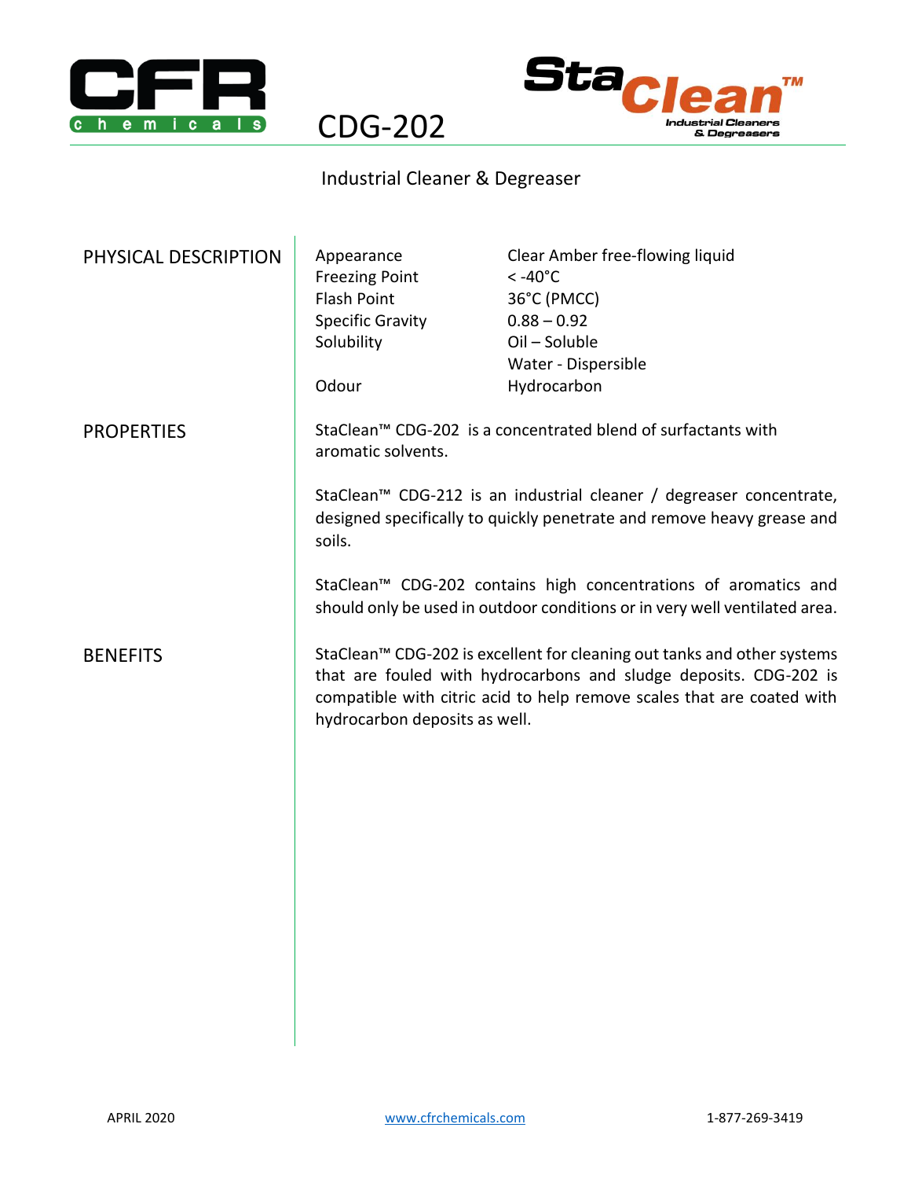# CDG-202

## Industrial Cleaner & Degreaser

## PHYSICAL DESCRIPTION

| Property | Value |
|---|---|
| Appearance | Clear Amber free-flowing liquid |
| Freezing Point | < -40°C |
| Flash Point | 36°C (PMCC) |
| Specific Gravity | 0.88 – 0.92 |
| Solubility | Oil – Soluble<br>Water - Dispersible |
| Odour | Hydrocarbon |

## PROPERTIES

StaClean™ CDG-202 is a concentrated blend of surfactants with aromatic solvents.

StaClean™ CDG-212 is an industrial cleaner / degreaser concentrate, designed specifically to quickly penetrate and remove heavy grease and soils.

StaClean™ CDG-202 contains high concentrations of aromatics and should only be used in outdoor conditions or in very well ventilated area.

## BENEFITS

StaClean™ CDG-202 is excellent for cleaning out tanks and other systems that are fouled with hydrocarbons and sludge deposits. CDG-202 is compatible with citric acid to help remove scales that are coated with hydrocarbon deposits as well.

APRIL 2020 www.cfrchemicals.com 1-877-269-3419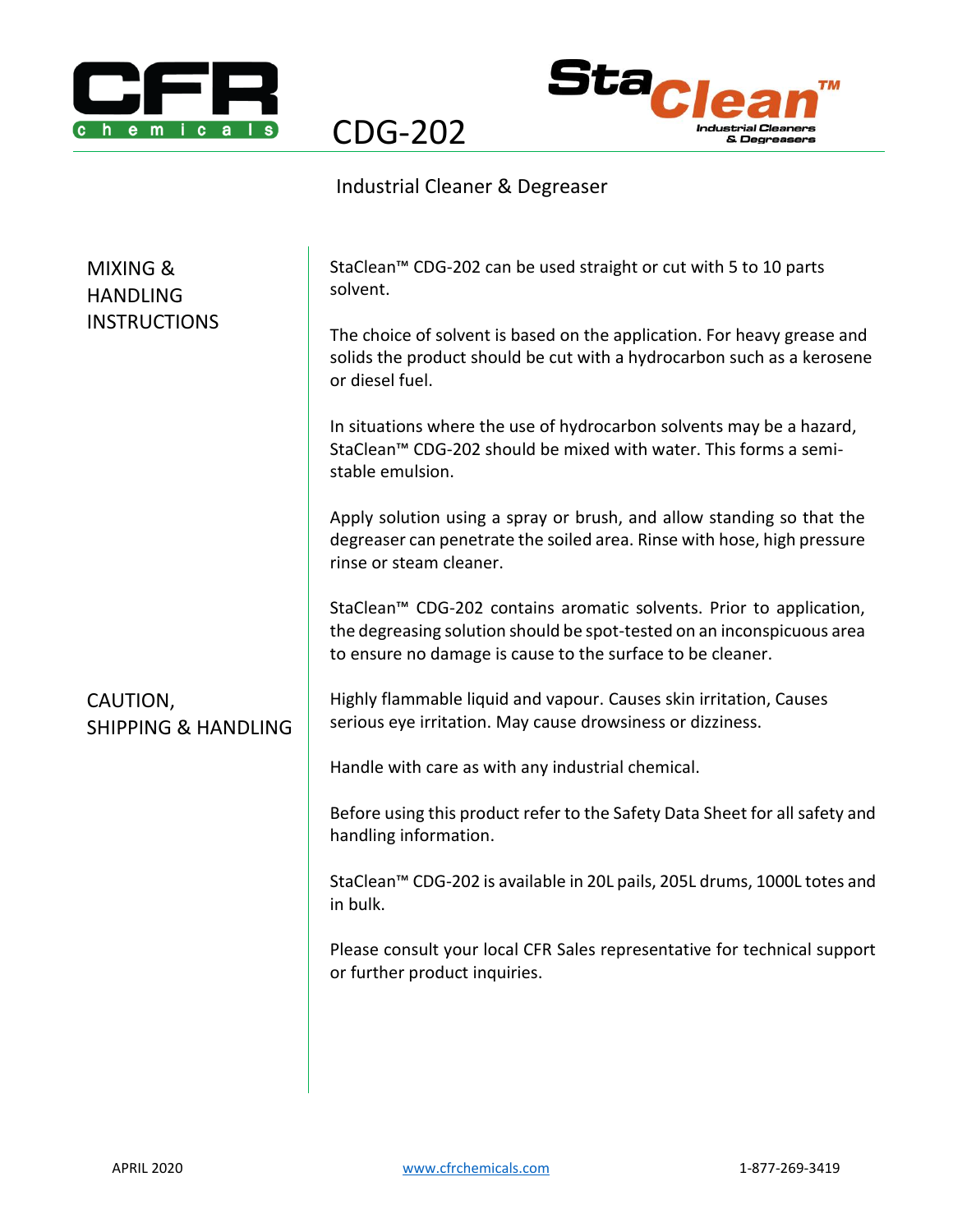# CDG-202

## Industrial Cleaner & Degreaser

### MIXING & HANDLING INSTRUCTIONS

StaClean™ CDG-202 can be used straight or cut with 5 to 10 parts solvent.

The choice of solvent is based on the application. For heavy grease and solids the product should be cut with a hydrocarbon such as a kerosene or diesel fuel.

In situations where the use of hydrocarbon solvents may be a hazard, StaClean™ CDG-202 should be mixed with water. This forms a semi-stable emulsion.

Apply solution using a spray or brush, and allow standing so that the degreaser can penetrate the soiled area. Rinse with hose, high pressure rinse or steam cleaner.

StaClean™ CDG-202 contains aromatic solvents. Prior to application, the degreasing solution should be spot-tested on an inconspicuous area to ensure no damage is cause to the surface to be cleaner.

### CAUTION, SHIPPING & HANDLING

Highly flammable liquid and vapour. Causes skin irritation, Causes serious eye irritation. May cause drowsiness or dizziness.

Handle with care as with any industrial chemical.

Before using this product refer to the Safety Data Sheet for all safety and handling information.

StaClean™ CDG-202 is available in 20L pails, 205L drums, 1000L totes and in bulk.

Please consult your local CFR Sales representative for technical support or further product inquiries.

APRIL 2020 www.cfrchemicals.com 1-877-269-3419